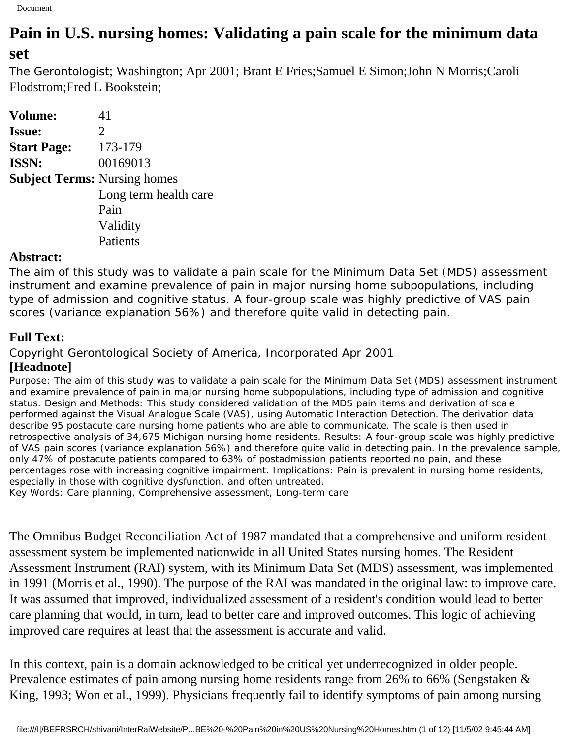# Pain in U.S. nursing homes: Validating a pain scale for the minimum data set

The Gerontologist; Washington; Apr 2001; Brant E Fries;Samuel E Simon;John N Morris;Caroli Flodstrom;Fred L Bookstein;

| | |
|---|---|
| **Volume:** | 41 |
| **Issue:** | 2 |
| **Start Page:** | 173-179 |
| **ISSN:** | 00169013 |
| **Subject Terms:** | Nursing homes<br>Long term health care<br>Pain<br>Validity<br>Patients |

**Abstract:**

The aim of this study was to validate a pain scale for the Minimum Data Set (MDS) assessment instrument and examine prevalence of pain in major nursing home subpopulations, including type of admission and cognitive status. A four-group scale was highly predictive of VAS pain scores (variance explanation 56%) and therefore quite valid in detecting pain.

**Full Text:**

Copyright Gerontological Society of America, Incorporated Apr 2001

**[Headnote]**

Purpose: The aim of this study was to validate a pain scale for the Minimum Data Set (MDS) assessment instrument and examine prevalence of pain in major nursing home subpopulations, including type of admission and cognitive status. Design and Methods: This study considered validation of the MDS pain items and derivation of scale performed against the Visual Analogue Scale (VAS), using Automatic Interaction Detection. The derivation data describe 95 postacute care nursing home patients who are able to communicate. The scale is then used in retrospective analysis of 34,675 Michigan nursing home residents. Results: A four-group scale was highly predictive of VAS pain scores (variance explanation 56%) and therefore quite valid in detecting pain. In the prevalence sample, only 47% of postacute patients compared to 63% of postadmission patients reported no pain, and these percentages rose with increasing cognitive impairment. Implications: Pain is prevalent in nursing home residents, especially in those with cognitive dysfunction, and often untreated.

Key Words: Care planning, Comprehensive assessment, Long-term care

The Omnibus Budget Reconciliation Act of 1987 mandated that a comprehensive and uniform resident assessment system be implemented nationwide in all United States nursing homes. The Resident Assessment Instrument (RAI) system, with its Minimum Data Set (MDS) assessment, was implemented in 1991 (Morris et al., 1990). The purpose of the RAI was mandated in the original law: to improve care. It was assumed that improved, individualized assessment of a resident's condition would lead to better care planning that would, in turn, lead to better care and improved outcomes. This logic of achieving improved care requires at least that the assessment is accurate and valid.

In this context, pain is a domain acknowledged to be critical yet underrecognized in older people. Prevalence estimates of pain among nursing home residents range from 26% to 66% (Sengstaken & King, 1993; Won et al., 1999). Physicians frequently fail to identify symptoms of pain among nursing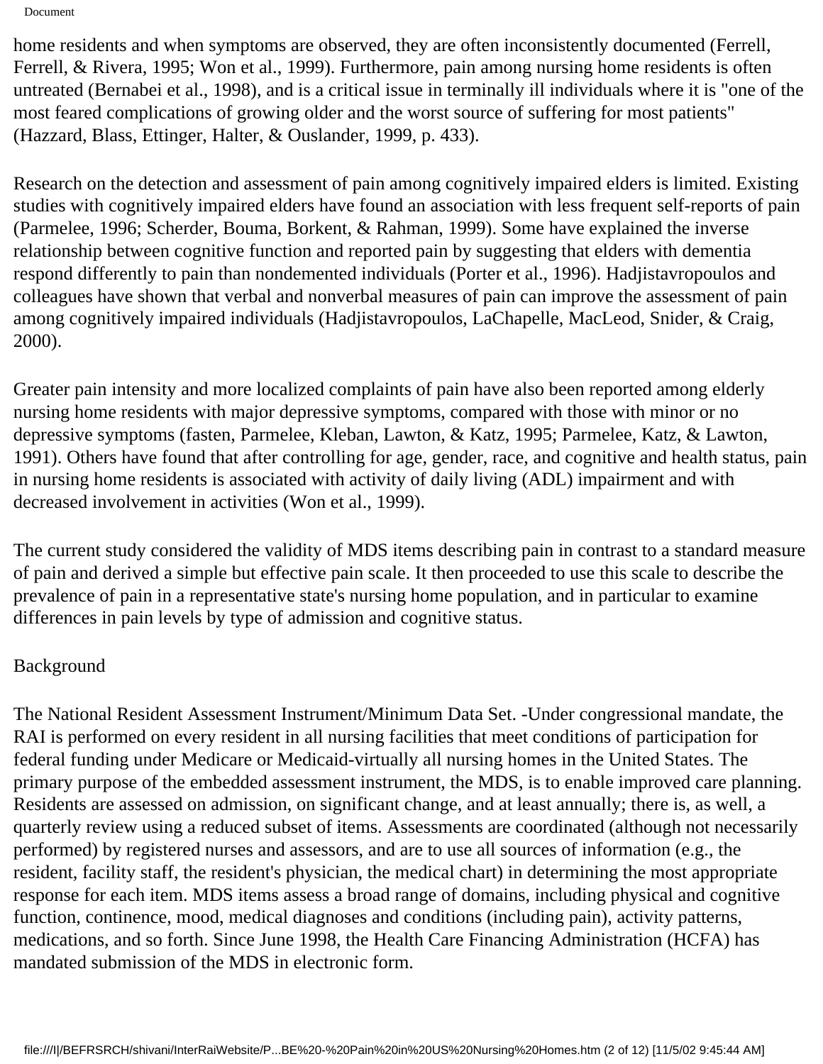home residents and when symptoms are observed, they are often inconsistently documented (Ferrell, Ferrell, & Rivera, 1995; Won et al., 1999). Furthermore, pain among nursing home residents is often untreated (Bernabei et al., 1998), and is a critical issue in terminally ill individuals where it is "one of the most feared complications of growing older and the worst source of suffering for most patients" (Hazzard, Blass, Ettinger, Halter, & Ouslander, 1999, p. 433).

Research on the detection and assessment of pain among cognitively impaired elders is limited. Existing studies with cognitively impaired elders have found an association with less frequent self-reports of pain (Parmelee, 1996; Scherder, Bouma, Borkent, & Rahman, 1999). Some have explained the inverse relationship between cognitive function and reported pain by suggesting that elders with dementia respond differently to pain than nondemented individuals (Porter et al., 1996). Hadjistavropoulos and colleagues have shown that verbal and nonverbal measures of pain can improve the assessment of pain among cognitively impaired individuals (Hadjistavropoulos, LaChapelle, MacLeod, Snider, & Craig, 2000).

Greater pain intensity and more localized complaints of pain have also been reported among elderly nursing home residents with major depressive symptoms, compared with those with minor or no depressive symptoms (fasten, Parmelee, Kleban, Lawton, & Katz, 1995; Parmelee, Katz, & Lawton, 1991). Others have found that after controlling for age, gender, race, and cognitive and health status, pain in nursing home residents is associated with activity of daily living (ADL) impairment and with decreased involvement in activities (Won et al., 1999).

The current study considered the validity of MDS items describing pain in contrast to a standard measure of pain and derived a simple but effective pain scale. It then proceeded to use this scale to describe the prevalence of pain in a representative state's nursing home population, and in particular to examine differences in pain levels by type of admission and cognitive status.

## Background

The National Resident Assessment Instrument/Minimum Data Set. -Under congressional mandate, the RAI is performed on every resident in all nursing facilities that meet conditions of participation for federal funding under Medicare or Medicaid-virtually all nursing homes in the United States. The primary purpose of the embedded assessment instrument, the MDS, is to enable improved care planning. Residents are assessed on admission, on significant change, and at least annually; there is, as well, a quarterly review using a reduced subset of items. Assessments are coordinated (although not necessarily performed) by registered nurses and assessors, and are to use all sources of information (e.g., the resident, facility staff, the resident's physician, the medical chart) in determining the most appropriate response for each item. MDS items assess a broad range of domains, including physical and cognitive function, continence, mood, medical diagnoses and conditions (including pain), activity patterns, medications, and so forth. Since June 1998, the Health Care Financing Administration (HCFA) has mandated submission of the MDS in electronic form.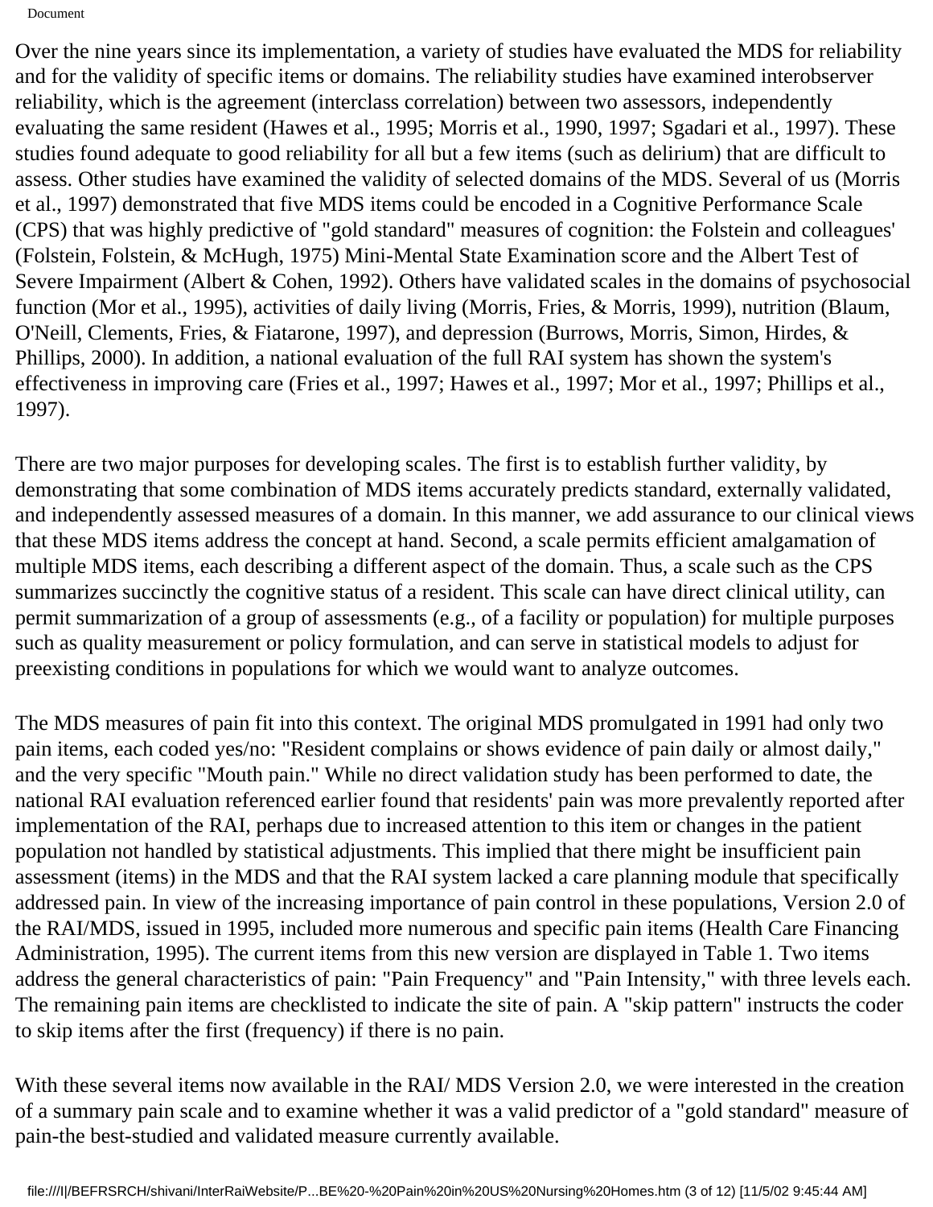Over the nine years since its implementation, a variety of studies have evaluated the MDS for reliability and for the validity of specific items or domains. The reliability studies have examined interobserver reliability, which is the agreement (interclass correlation) between two assessors, independently evaluating the same resident (Hawes et al., 1995; Morris et al., 1990, 1997; Sgadari et al., 1997). These studies found adequate to good reliability for all but a few items (such as delirium) that are difficult to assess. Other studies have examined the validity of selected domains of the MDS. Several of us (Morris et al., 1997) demonstrated that five MDS items could be encoded in a Cognitive Performance Scale (CPS) that was highly predictive of "gold standard" measures of cognition: the Folstein and colleagues' (Folstein, Folstein, & McHugh, 1975) Mini-Mental State Examination score and the Albert Test of Severe Impairment (Albert & Cohen, 1992). Others have validated scales in the domains of psychosocial function (Mor et al., 1995), activities of daily living (Morris, Fries, & Morris, 1999), nutrition (Blaum, O'Neill, Clements, Fries, & Fiatarone, 1997), and depression (Burrows, Morris, Simon, Hirdes, & Phillips, 2000). In addition, a national evaluation of the full RAI system has shown the system's effectiveness in improving care (Fries et al., 1997; Hawes et al., 1997; Mor et al., 1997; Phillips et al., 1997).

There are two major purposes for developing scales. The first is to establish further validity, by demonstrating that some combination of MDS items accurately predicts standard, externally validated, and independently assessed measures of a domain. In this manner, we add assurance to our clinical views that these MDS items address the concept at hand. Second, a scale permits efficient amalgamation of multiple MDS items, each describing a different aspect of the domain. Thus, a scale such as the CPS summarizes succinctly the cognitive status of a resident. This scale can have direct clinical utility, can permit summarization of a group of assessments (e.g., of a facility or population) for multiple purposes such as quality measurement or policy formulation, and can serve in statistical models to adjust for preexisting conditions in populations for which we would want to analyze outcomes.

The MDS measures of pain fit into this context. The original MDS promulgated in 1991 had only two pain items, each coded yes/no: "Resident complains or shows evidence of pain daily or almost daily," and the very specific "Mouth pain." While no direct validation study has been performed to date, the national RAI evaluation referenced earlier found that residents' pain was more prevalently reported after implementation of the RAI, perhaps due to increased attention to this item or changes in the patient population not handled by statistical adjustments. This implied that there might be insufficient pain assessment (items) in the MDS and that the RAI system lacked a care planning module that specifically addressed pain. In view of the increasing importance of pain control in these populations, Version 2.0 of the RAI/MDS, issued in 1995, included more numerous and specific pain items (Health Care Financing Administration, 1995). The current items from this new version are displayed in Table 1. Two items address the general characteristics of pain: "Pain Frequency" and "Pain Intensity," with three levels each. The remaining pain items are checklisted to indicate the site of pain. A "skip pattern" instructs the coder to skip items after the first (frequency) if there is no pain.

With these several items now available in the RAI/ MDS Version 2.0, we were interested in the creation of a summary pain scale and to examine whether it was a valid predictor of a "gold standard" measure of pain-the best-studied and validated measure currently available.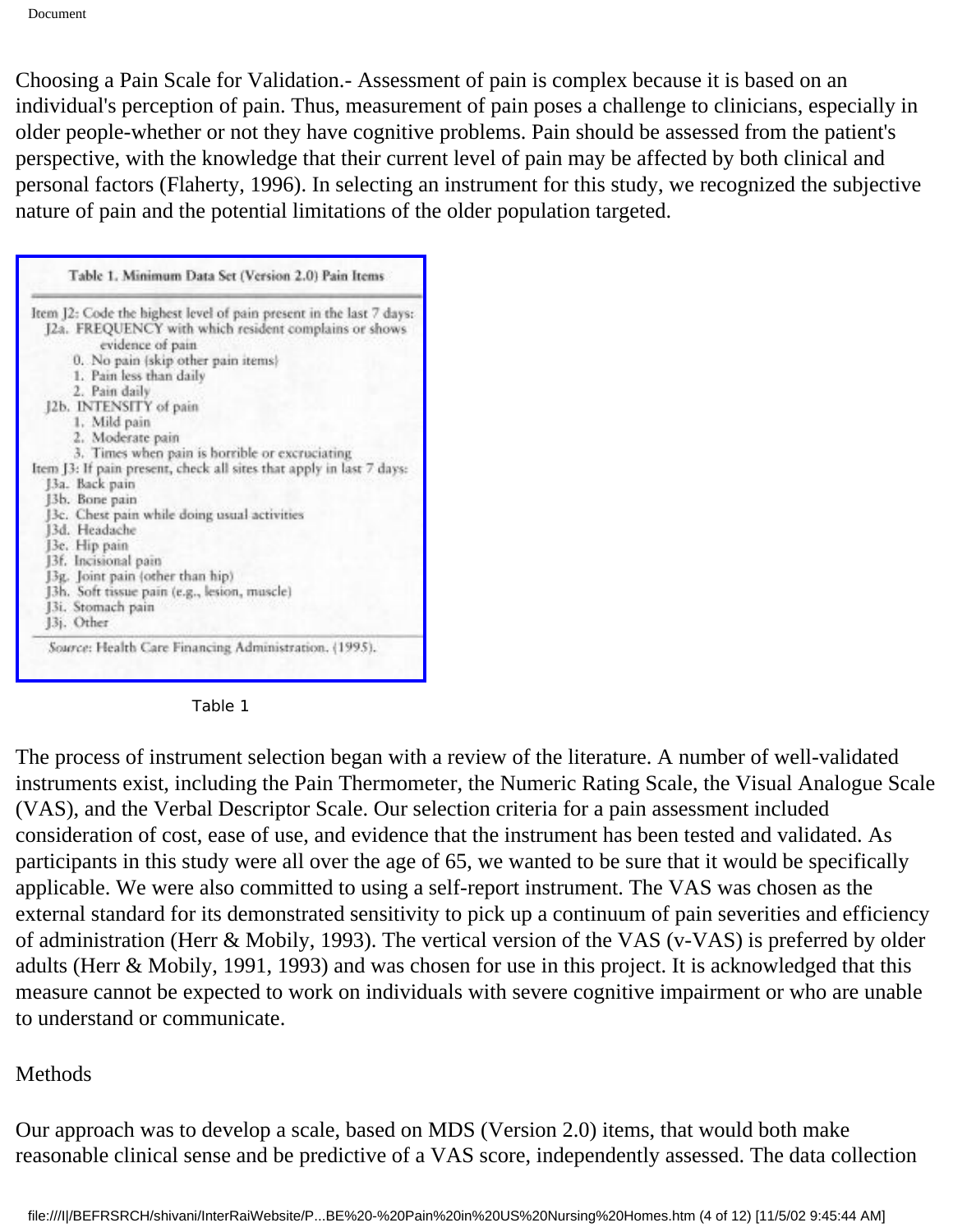Choosing a Pain Scale for Validation.- Assessment of pain is complex because it is based on an individual's perception of pain. Thus, measurement of pain poses a challenge to clinicians, especially in older people-whether or not they have cognitive problems. Pain should be assessed from the patient's perspective, with the knowledge that their current level of pain may be affected by both clinical and personal factors (Flaherty, 1996). In selecting an instrument for this study, we recognized the subjective nature of pain and the potential limitations of the older population targeted.

**Table 1. Minimum Data Set (Version 2.0) Pain Items**

Item J2: Code the highest level of pain present in the last 7 days:

- J2a. FREQUENCY with which resident complains or shows evidence of pain
  - 0. No pain (skip other pain items)
  - 1. Pain less than daily
  - 2. Pain daily
- J2b. INTENSITY of pain
  - 1. Mild pain
  - 2. Moderate pain
  - 3. Times when pain is horrible or excruciating

Item J3: If pain present, check all sites that apply in last 7 days:

- J3a. Back pain
- J3b. Bone pain
- J3c. Chest pain while doing usual activities
- J3d. Headache
- J3e. Hip pain
- J3f. Incisional pain
- J3g. Joint pain (other than hip)
- J3h. Soft tissue pain (e.g., lesion, muscle)
- J3i. Stomach pain
- J3j. Other

*Source*: Health Care Financing Administration. (1995).

Table 1

The process of instrument selection began with a review of the literature. A number of well-validated instruments exist, including the Pain Thermometer, the Numeric Rating Scale, the Visual Analogue Scale (VAS), and the Verbal Descriptor Scale. Our selection criteria for a pain assessment included consideration of cost, ease of use, and evidence that the instrument has been tested and validated. As participants in this study were all over the age of 65, we wanted to be sure that it would be specifically applicable. We were also committed to using a self-report instrument. The VAS was chosen as the external standard for its demonstrated sensitivity to pick up a continuum of pain severities and efficiency of administration (Herr & Mobily, 1993). The vertical version of the VAS (v-VAS) is preferred by older adults (Herr & Mobily, 1991, 1993) and was chosen for use in this project. It is acknowledged that this measure cannot be expected to work on individuals with severe cognitive impairment or who are unable to understand or communicate.

## Methods

Our approach was to develop a scale, based on MDS (Version 2.0) items, that would both make reasonable clinical sense and be predictive of a VAS score, independently assessed. The data collection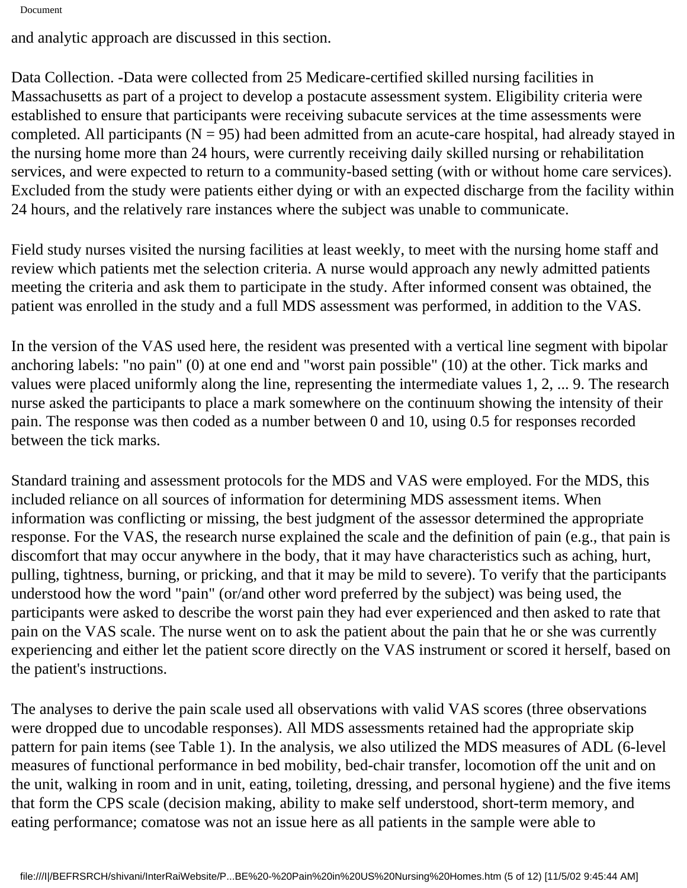and analytic approach are discussed in this section.

Data Collection. -Data were collected from 25 Medicare-certified skilled nursing facilities in Massachusetts as part of a project to develop a postacute assessment system. Eligibility criteria were established to ensure that participants were receiving subacute services at the time assessments were completed. All participants (N = 95) had been admitted from an acute-care hospital, had already stayed in the nursing home more than 24 hours, were currently receiving daily skilled nursing or rehabilitation services, and were expected to return to a community-based setting (with or without home care services). Excluded from the study were patients either dying or with an expected discharge from the facility within 24 hours, and the relatively rare instances where the subject was unable to communicate.

Field study nurses visited the nursing facilities at least weekly, to meet with the nursing home staff and review which patients met the selection criteria. A nurse would approach any newly admitted patients meeting the criteria and ask them to participate in the study. After informed consent was obtained, the patient was enrolled in the study and a full MDS assessment was performed, in addition to the VAS.

In the version of the VAS used here, the resident was presented with a vertical line segment with bipolar anchoring labels: "no pain" (0) at one end and "worst pain possible" (10) at the other. Tick marks and values were placed uniformly along the line, representing the intermediate values 1, 2, ... 9. The research nurse asked the participants to place a mark somewhere on the continuum showing the intensity of their pain. The response was then coded as a number between 0 and 10, using 0.5 for responses recorded between the tick marks.

Standard training and assessment protocols for the MDS and VAS were employed. For the MDS, this included reliance on all sources of information for determining MDS assessment items. When information was conflicting or missing, the best judgment of the assessor determined the appropriate response. For the VAS, the research nurse explained the scale and the definition of pain (e.g., that pain is discomfort that may occur anywhere in the body, that it may have characteristics such as aching, hurt, pulling, tightness, burning, or pricking, and that it may be mild to severe). To verify that the participants understood how the word "pain" (or/and other word preferred by the subject) was being used, the participants were asked to describe the worst pain they had ever experienced and then asked to rate that pain on the VAS scale. The nurse went on to ask the patient about the pain that he or she was currently experiencing and either let the patient score directly on the VAS instrument or scored it herself, based on the patient's instructions.

The analyses to derive the pain scale used all observations with valid VAS scores (three observations were dropped due to uncodable responses). All MDS assessments retained had the appropriate skip pattern for pain items (see Table 1). In the analysis, we also utilized the MDS measures of ADL (6-level measures of functional performance in bed mobility, bed-chair transfer, locomotion off the unit and on the unit, walking in room and in unit, eating, toileting, dressing, and personal hygiene) and the five items that form the CPS scale (decision making, ability to make self understood, short-term memory, and eating performance; comatose was not an issue here as all patients in the sample were able to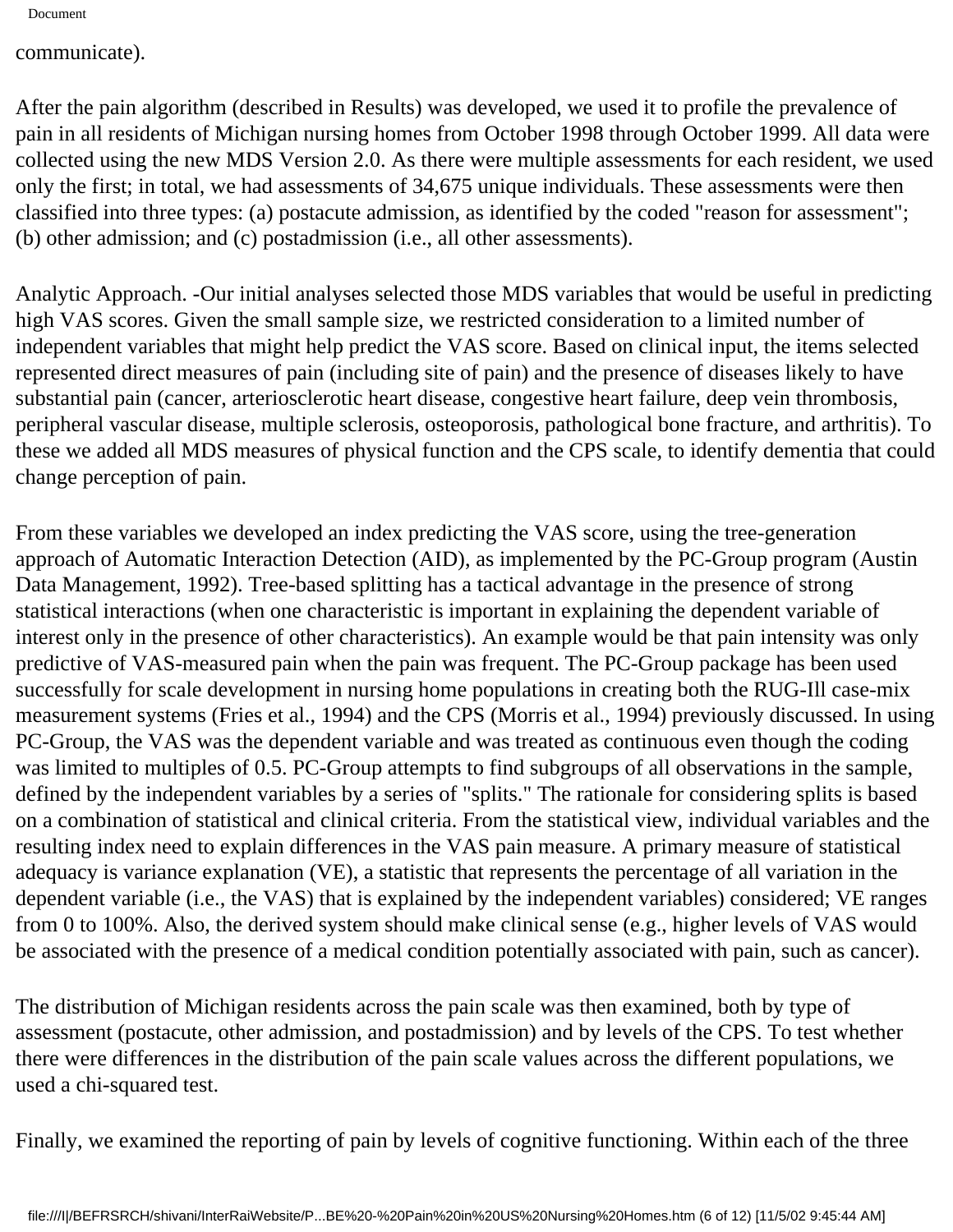communicate).

After the pain algorithm (described in Results) was developed, we used it to profile the prevalence of pain in all residents of Michigan nursing homes from October 1998 through October 1999. All data were collected using the new MDS Version 2.0. As there were multiple assessments for each resident, we used only the first; in total, we had assessments of 34,675 unique individuals. These assessments were then classified into three types: (a) postacute admission, as identified by the coded "reason for assessment"; (b) other admission; and (c) postadmission (i.e., all other assessments).

Analytic Approach. -Our initial analyses selected those MDS variables that would be useful in predicting high VAS scores. Given the small sample size, we restricted consideration to a limited number of independent variables that might help predict the VAS score. Based on clinical input, the items selected represented direct measures of pain (including site of pain) and the presence of diseases likely to have substantial pain (cancer, arteriosclerotic heart disease, congestive heart failure, deep vein thrombosis, peripheral vascular disease, multiple sclerosis, osteoporosis, pathological bone fracture, and arthritis). To these we added all MDS measures of physical function and the CPS scale, to identify dementia that could change perception of pain.

From these variables we developed an index predicting the VAS score, using the tree-generation approach of Automatic Interaction Detection (AID), as implemented by the PC-Group program (Austin Data Management, 1992). Tree-based splitting has a tactical advantage in the presence of strong statistical interactions (when one characteristic is important in explaining the dependent variable of interest only in the presence of other characteristics). An example would be that pain intensity was only predictive of VAS-measured pain when the pain was frequent. The PC-Group package has been used successfully for scale development in nursing home populations in creating both the RUG-Ill case-mix measurement systems (Fries et al., 1994) and the CPS (Morris et al., 1994) previously discussed. In using PC-Group, the VAS was the dependent variable and was treated as continuous even though the coding was limited to multiples of 0.5. PC-Group attempts to find subgroups of all observations in the sample, defined by the independent variables by a series of "splits." The rationale for considering splits is based on a combination of statistical and clinical criteria. From the statistical view, individual variables and the resulting index need to explain differences in the VAS pain measure. A primary measure of statistical adequacy is variance explanation (VE), a statistic that represents the percentage of all variation in the dependent variable (i.e., the VAS) that is explained by the independent variables) considered; VE ranges from 0 to 100%. Also, the derived system should make clinical sense (e.g., higher levels of VAS would be associated with the presence of a medical condition potentially associated with pain, such as cancer).

The distribution of Michigan residents across the pain scale was then examined, both by type of assessment (postacute, other admission, and postadmission) and by levels of the CPS. To test whether there were differences in the distribution of the pain scale values across the different populations, we used a chi-squared test.

Finally, we examined the reporting of pain by levels of cognitive functioning. Within each of the three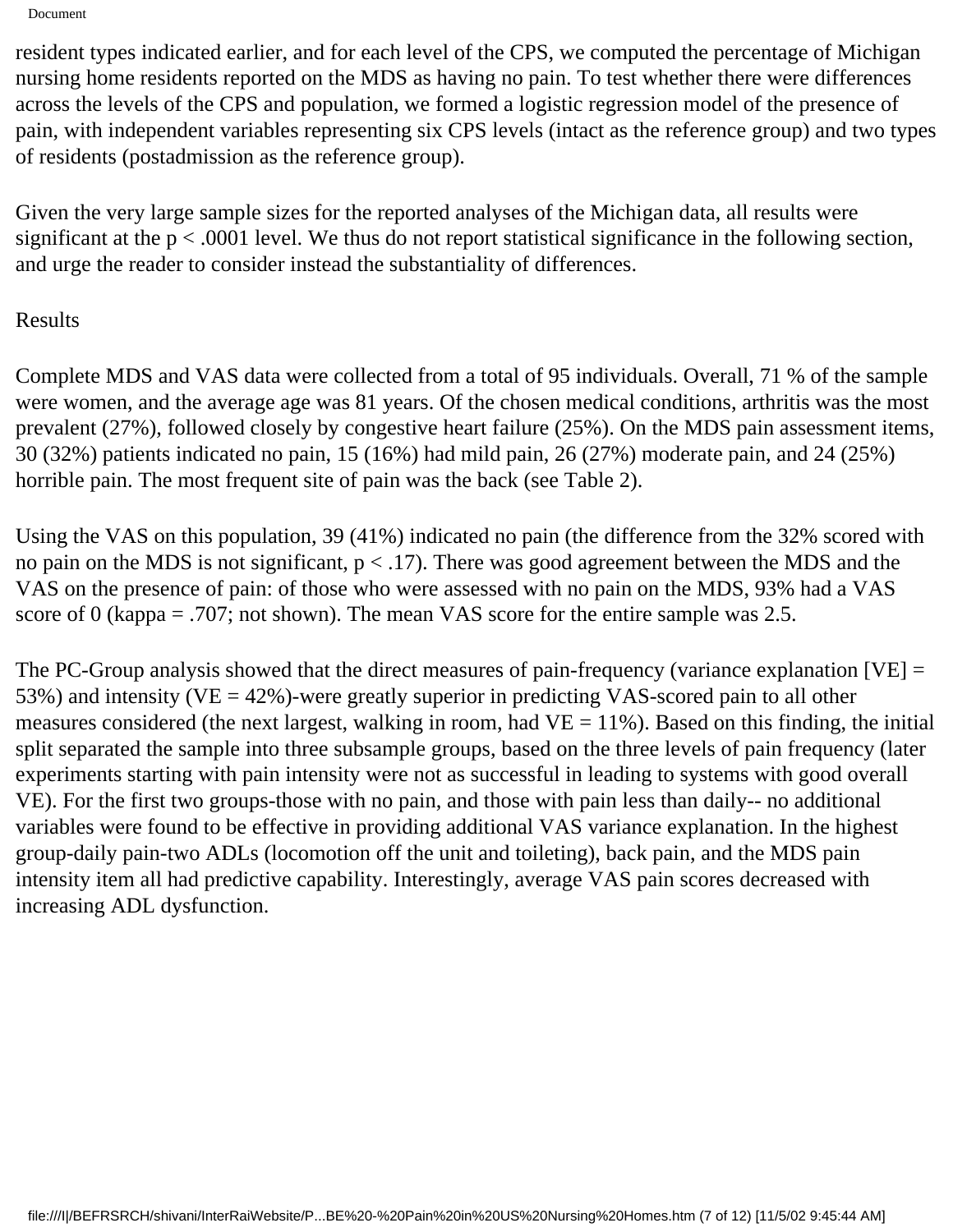resident types indicated earlier, and for each level of the CPS, we computed the percentage of Michigan nursing home residents reported on the MDS as having no pain. To test whether there were differences across the levels of the CPS and population, we formed a logistic regression model of the presence of pain, with independent variables representing six CPS levels (intact as the reference group) and two types of residents (postadmission as the reference group).

Given the very large sample sizes for the reported analyses of the Michigan data, all results were significant at the $p < .0001$ level. We thus do not report statistical significance in the following section, and urge the reader to consider instead the substantiality of differences.

## Results

Complete MDS and VAS data were collected from a total of 95 individuals. Overall, 71 % of the sample were women, and the average age was 81 years. Of the chosen medical conditions, arthritis was the most prevalent (27%), followed closely by congestive heart failure (25%). On the MDS pain assessment items, 30 (32%) patients indicated no pain, 15 (16%) had mild pain, 26 (27%) moderate pain, and 24 (25%) horrible pain. The most frequent site of pain was the back (see Table 2).

Using the VAS on this population, 39 (41%) indicated no pain (the difference from the 32% scored with no pain on the MDS is not significant, $p < .17$). There was good agreement between the MDS and the VAS on the presence of pain: of those who were assessed with no pain on the MDS, 93% had a VAS score of 0 (kappa = .707; not shown). The mean VAS score for the entire sample was 2.5.

The PC-Group analysis showed that the direct measures of pain-frequency (variance explanation [VE] = 53%) and intensity (VE = 42%)-were greatly superior in predicting VAS-scored pain to all other measures considered (the next largest, walking in room, had VE = 11%). Based on this finding, the initial split separated the sample into three subsample groups, based on the three levels of pain frequency (later experiments starting with pain intensity were not as successful in leading to systems with good overall VE). For the first two groups-those with no pain, and those with pain less than daily-- no additional variables were found to be effective in providing additional VAS variance explanation. In the highest group-daily pain-two ADLs (locomotion off the unit and toileting), back pain, and the MDS pain intensity item all had predictive capability. Interestingly, average VAS pain scores decreased with increasing ADL dysfunction.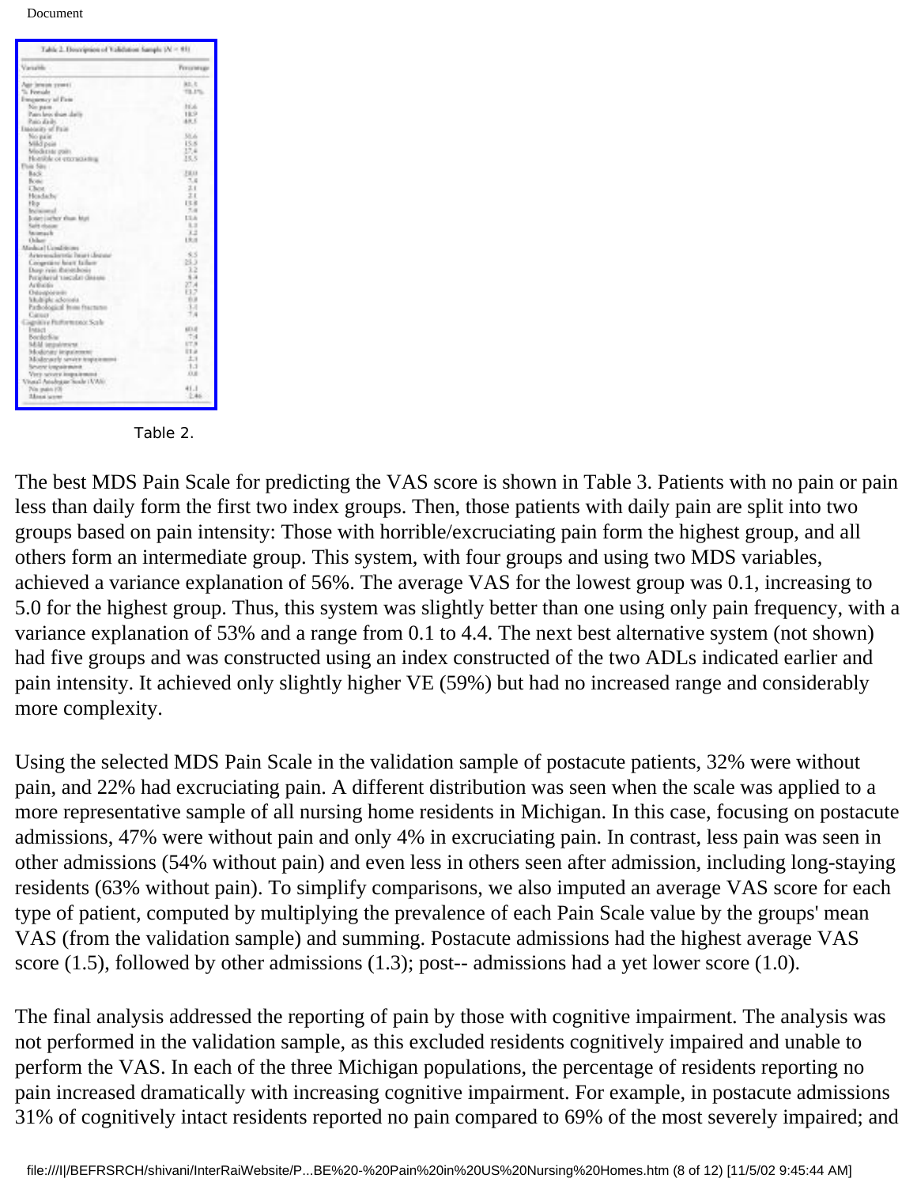Table 2. Description of Validation Sample (N = 95)

| Variable | Percentage |
|---|---|
| Age (mean years) | 80.5 |
| % Female | 78.1% |
| Frequency of Pain | |
| No pain | 31.6 |
| Pain less than daily | 18.9 |
| Pain daily | 49.5 |
| Intensity of Pain | |
| No pain | 31.6 |
| Mild pain | 15.8 |
| Moderate pain | 27.4 |
| Horrible or excruciating | 25.3 |
| Pain Site | |
| Back | 28.0 |
| Bone | 7.4 |
| Chest | 2.1 |
| Headache | 2.1 |
| Hip | 13.8 |
| Incisional | 7.4 |
| Joint (other than hip) | 13.6 |
| Soft tissue | 5.3 |
| Stomach | 4.2 |
| Other | 15.8 |
| Medical Conditions | |
| Arteriosclerotic heart disease | 9.5 |
| Congestive heart failure | 25.3 |
| Deep vein thrombosis | 3.2 |
| Peripheral vascular disease | 8.4 |
| Arthritis | 27.4 |
| Osteoporosis | 13.7 |
| Multiple sclerosis | 0.0 |
| Pathological bone fractures | 3.1 |
| Cancer | 7.4 |
| Cognitive Performance Scale | |
| Intact | 60.0 |
| Borderline | 7.4 |
| Mild impairment | 17.9 |
| Moderate impairment | 11.6 |
| Moderately severe impairment | 2.1 |
| Severe impairment | 1.1 |
| Very severe impairment | 0.0 |
| Visual Analogue Scale (VAS) | |
| No pain (0) | 41.1 |
| Mean score | 2.46 |

Table 2.

The best MDS Pain Scale for predicting the VAS score is shown in Table 3. Patients with no pain or pain less than daily form the first two index groups. Then, those patients with daily pain are split into two groups based on pain intensity: Those with horrible/excruciating pain form the highest group, and all others form an intermediate group. This system, with four groups and using two MDS variables, achieved a variance explanation of 56%. The average VAS for the lowest group was 0.1, increasing to 5.0 for the highest group. Thus, this system was slightly better than one using only pain frequency, with a variance explanation of 53% and a range from 0.1 to 4.4. The next best alternative system (not shown) had five groups and was constructed using an index constructed of the two ADLs indicated earlier and pain intensity. It achieved only slightly higher VE (59%) but had no increased range and considerably more complexity.

Using the selected MDS Pain Scale in the validation sample of postacute patients, 32% were without pain, and 22% had excruciating pain. A different distribution was seen when the scale was applied to a more representative sample of all nursing home residents in Michigan. In this case, focusing on postacute admissions, 47% were without pain and only 4% in excruciating pain. In contrast, less pain was seen in other admissions (54% without pain) and even less in others seen after admission, including long-staying residents (63% without pain). To simplify comparisons, we also imputed an average VAS score for each type of patient, computed by multiplying the prevalence of each Pain Scale value by the groups' mean VAS (from the validation sample) and summing. Postacute admissions had the highest average VAS score (1.5), followed by other admissions (1.3); post-- admissions had a yet lower score (1.0).

The final analysis addressed the reporting of pain by those with cognitive impairment. The analysis was not performed in the validation sample, as this excluded residents cognitively impaired and unable to perform the VAS. In each of the three Michigan populations, the percentage of residents reporting no pain increased dramatically with increasing cognitive impairment. For example, in postacute admissions 31% of cognitively intact residents reported no pain compared to 69% of the most severely impaired; and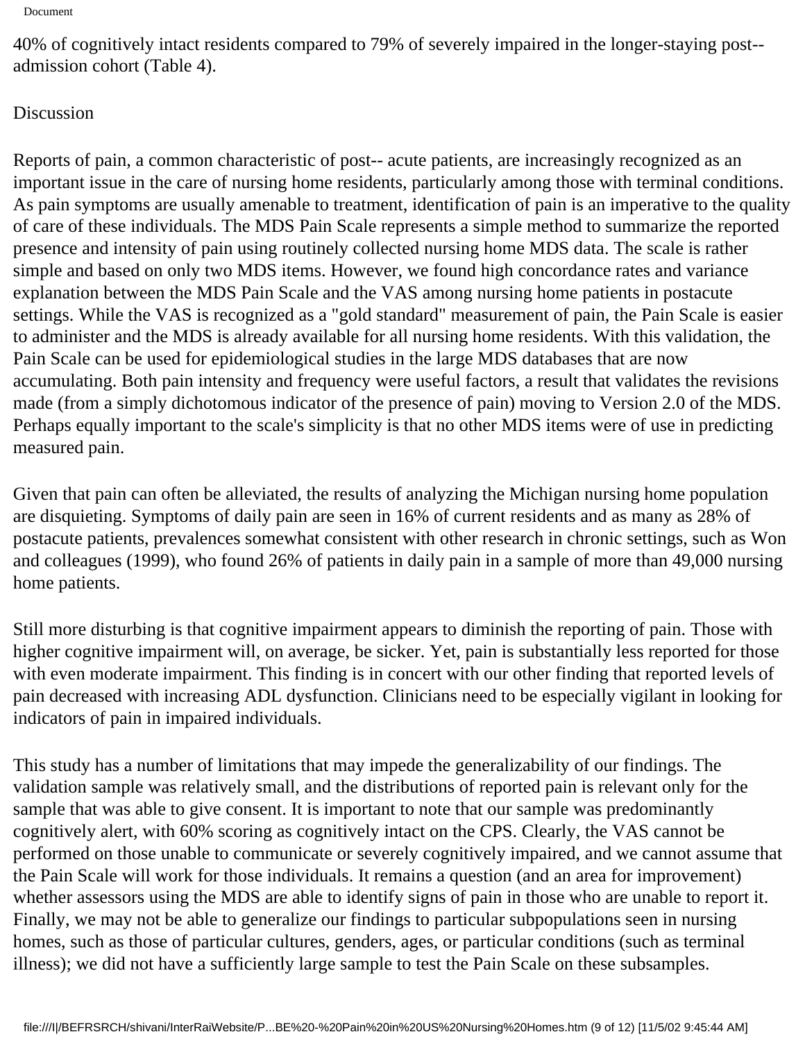40% of cognitively intact residents compared to 79% of severely impaired in the longer-staying post--admission cohort (Table 4).

## Discussion

Reports of pain, a common characteristic of post-- acute patients, are increasingly recognized as an important issue in the care of nursing home residents, particularly among those with terminal conditions. As pain symptoms are usually amenable to treatment, identification of pain is an imperative to the quality of care of these individuals. The MDS Pain Scale represents a simple method to summarize the reported presence and intensity of pain using routinely collected nursing home MDS data. The scale is rather simple and based on only two MDS items. However, we found high concordance rates and variance explanation between the MDS Pain Scale and the VAS among nursing home patients in postacute settings. While the VAS is recognized as a "gold standard" measurement of pain, the Pain Scale is easier to administer and the MDS is already available for all nursing home residents. With this validation, the Pain Scale can be used for epidemiological studies in the large MDS databases that are now accumulating. Both pain intensity and frequency were useful factors, a result that validates the revisions made (from a simply dichotomous indicator of the presence of pain) moving to Version 2.0 of the MDS. Perhaps equally important to the scale's simplicity is that no other MDS items were of use in predicting measured pain.

Given that pain can often be alleviated, the results of analyzing the Michigan nursing home population are disquieting. Symptoms of daily pain are seen in 16% of current residents and as many as 28% of postacute patients, prevalences somewhat consistent with other research in chronic settings, such as Won and colleagues (1999), who found 26% of patients in daily pain in a sample of more than 49,000 nursing home patients.

Still more disturbing is that cognitive impairment appears to diminish the reporting of pain. Those with higher cognitive impairment will, on average, be sicker. Yet, pain is substantially less reported for those with even moderate impairment. This finding is in concert with our other finding that reported levels of pain decreased with increasing ADL dysfunction. Clinicians need to be especially vigilant in looking for indicators of pain in impaired individuals.

This study has a number of limitations that may impede the generalizability of our findings. The validation sample was relatively small, and the distributions of reported pain is relevant only for the sample that was able to give consent. It is important to note that our sample was predominantly cognitively alert, with 60% scoring as cognitively intact on the CPS. Clearly, the VAS cannot be performed on those unable to communicate or severely cognitively impaired, and we cannot assume that the Pain Scale will work for those individuals. It remains a question (and an area for improvement) whether assessors using the MDS are able to identify signs of pain in those who are unable to report it. Finally, we may not be able to generalize our findings to particular subpopulations seen in nursing homes, such as those of particular cultures, genders, ages, or particular conditions (such as terminal illness); we did not have a sufficiently large sample to test the Pain Scale on these subsamples.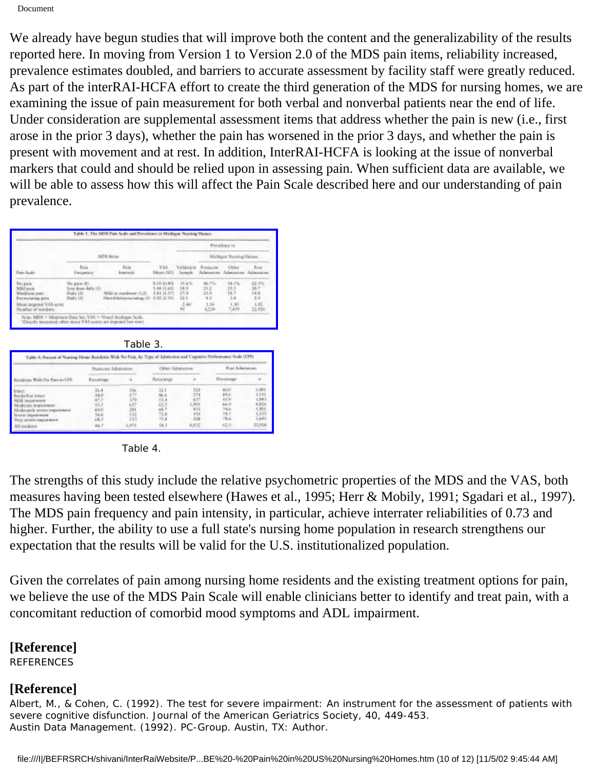We already have begun studies that will improve both the content and the generalizability of the results reported here. In moving from Version 1 to Version 2.0 of the MDS pain items, reliability increased, prevalence estimates doubled, and barriers to accurate assessment by facility staff were greatly reduced. As part of the interRAI-HCFA effort to create the third generation of the MDS for nursing homes, we are examining the issue of pain measurement for both verbal and nonverbal patients near the end of life. Under consideration are supplemental assessment items that address whether the pain is new (i.e., first arose in the prior 3 days), whether the pain has worsened in the prior 3 days, and whether the pain is present with movement and at rest. In addition, InterRAI-HCFA is looking at the issue of nonverbal markers that could and should be relied upon in assessing pain. When sufficient data are available, we will be able to assess how this will affect the Pain Scale described here and our understanding of pain prevalence.

**Table 1. The MDS Pain Scale and Prevalence in Michigan Nursing Homes**

| Pain Scale | MDS Items: Pain Frequency | MDS Items: Pain Intensity | VAS Mean (SD) | Validation Sample | Prevalence in Michigan Nursing Homes: Postacute Admissions | Other Admissions | Post Admissions |
|---|---|---|---|---|---|---|---|
| No pain | No pain (0) | | 0.10 (0.40) | 11.6% | 46.7% | 54.5% | 62.5% |
| Mild pain | Less than daily (1) | | 3.44 (1.63) | 18.9 | 23.2 | 23.5 | 20.7 |
| Moderate pain | Daily (2) | Mild or moderate (1,2) | 3.81 (2.37) | 27.4 | 23.8 | 18.7 | 14.8 |
| Excruciating pain | Daily (2) | Horrible/excruciating (3) | 5.02 (2.51) | 32.1 | 4.3 | 3.4 | 2.0 |
| Mean imputed VAS score | | | | 2.40* | 1.54 | 1.30 | 1.02 |
| Number of residents | | | | 91 | 4,234 | 7,459 | 22,926 |

Note: MDS = Minimum Data Set; VAS = Visual Analogue Scale.
*Directly measured; other mean VAS scores are imputed (see text).

Table 3.

**Table 4. Percent of Nursing Home Residents With No Pain, by Type of Admission and Cognitive Performance Scale (CPS)**

| Residents With No Pain by CPS | Postacute Admissions: Percentage | n | Other Admissions: Percentage | n | Post Admissions: Percentage | n |
|---|---|---|---|---|---|---|
| Intact | 31.4 | 356 | 52.1 | 328 | 40.0 | 5,081 |
| Borderline intact | 38.9 | 177 | 46.6 | 374 | 49.6 | 3,331 |
| Mild impairment | 47.7 | 379 | 51.4 | 637 | 55.9 | 1,843 |
| Moderate impairment | 55.1 | 637 | 62.5 | 1,305 | 66.9 | 4,826 |
| Moderately severe impairment | 60.0 | 281 | 68.7 | 451 | 74.6 | 1,501 |
| Severe impairment | 56.6 | 132 | 72.8 | 355 | 78.7 | 1,535 |
| Very severe impairment | 68.5 | 115 | 73.8 | 328 | 78.6 | 1,649 |
| All residents | 46.7 | 1,973 | 54.5 | 4,032 | 62.5 | 22,926 |

Table 4.

The strengths of this study include the relative psychometric properties of the MDS and the VAS, both measures having been tested elsewhere (Hawes et al., 1995; Herr & Mobily, 1991; Sgadari et al., 1997). The MDS pain frequency and pain intensity, in particular, achieve interrater reliabilities of 0.73 and higher. Further, the ability to use a full state's nursing home population in research strengthens our expectation that the results will be valid for the U.S. institutionalized population.

Given the correlates of pain among nursing home residents and the existing treatment options for pain, we believe the use of the MDS Pain Scale will enable clinicians better to identify and treat pain, with a concomitant reduction of comorbid mood symptoms and ADL impairment.

**[Reference]**

REFERENCES

**[Reference]**

Albert, M., & Cohen, C. (1992). The test for severe impairment: An instrument for the assessment of patients with severe cognitive disfunction. Journal of the American Geriatrics Society, 40, 449-453.
Austin Data Management. (1992). PC-Group. Austin, TX: Author.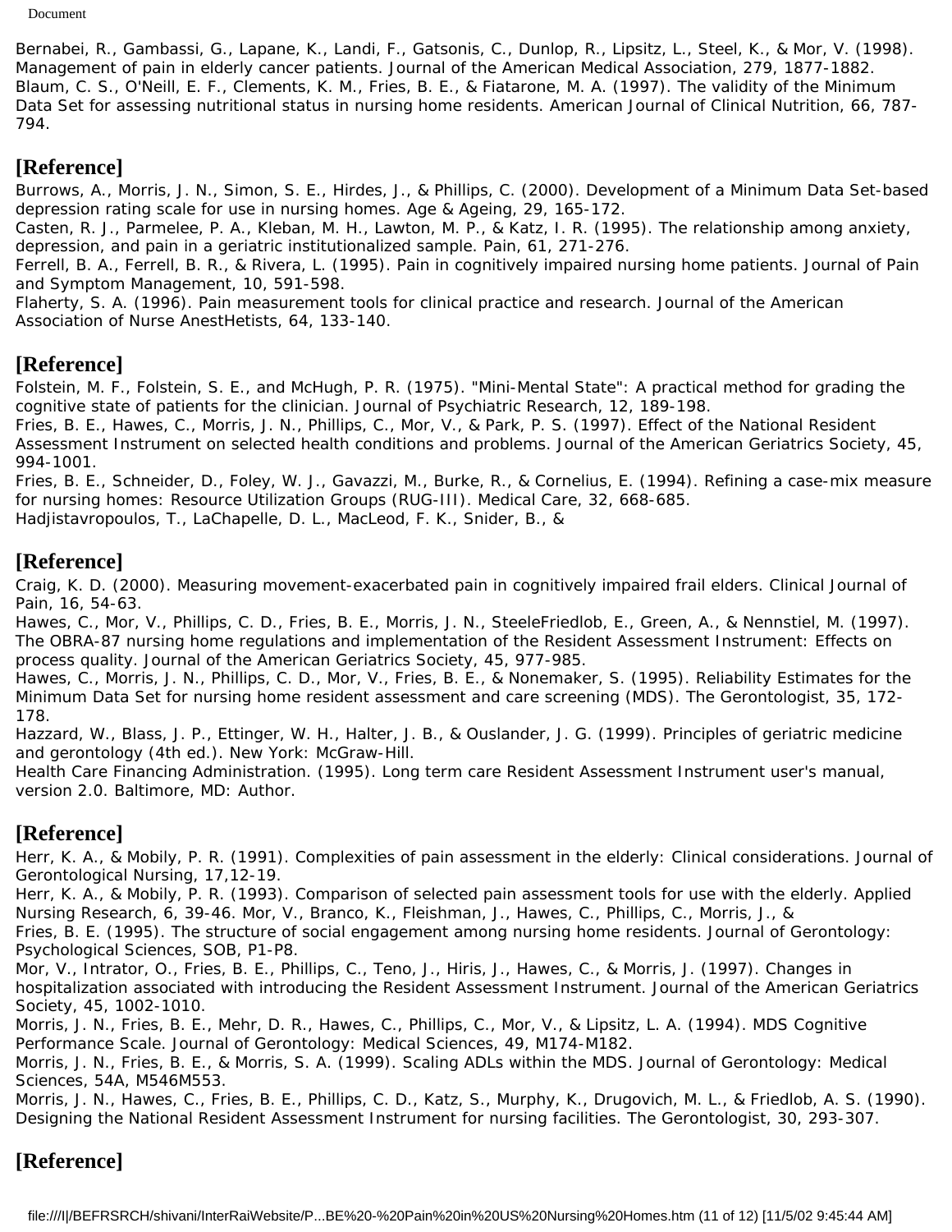Bernabei, R., Gambassi, G., Lapane, K., Landi, F., Gatsonis, C., Dunlop, R., Lipsitz, L., Steel, K., & Mor, V. (1998). Management of pain in elderly cancer patients. Journal of the American Medical Association, 279, 1877-1882.
Blaum, C. S., O'Neill, E. F., Clements, K. M., Fries, B. E., & Fiatarone, M. A. (1997). The validity of the Minimum Data Set for assessing nutritional status in nursing home residents. American Journal of Clinical Nutrition, 66, 787-794.

## [Reference]

Burrows, A., Morris, J. N., Simon, S. E., Hirdes, J., & Phillips, C. (2000). Development of a Minimum Data Set-based depression rating scale for use in nursing homes. Age & Ageing, 29, 165-172.
Casten, R. J., Parmelee, P. A., Kleban, M. H., Lawton, M. P., & Katz, I. R. (1995). The relationship among anxiety, depression, and pain in a geriatric institutionalized sample. Pain, 61, 271-276.
Ferrell, B. A., Ferrell, B. R., & Rivera, L. (1995). Pain in cognitively impaired nursing home patients. Journal of Pain and Symptom Management, 10, 591-598.
Flaherty, S. A. (1996). Pain measurement tools for clinical practice and research. Journal of the American Association of Nurse AnestHetists, 64, 133-140.

## [Reference]

Folstein, M. F., Folstein, S. E., and McHugh, P. R. (1975). "Mini-Mental State": A practical method for grading the cognitive state of patients for the clinician. Journal of Psychiatric Research, 12, 189-198.
Fries, B. E., Hawes, C., Morris, J. N., Phillips, C., Mor, V., & Park, P. S. (1997). Effect of the National Resident Assessment Instrument on selected health conditions and problems. Journal of the American Geriatrics Society, 45, 994-1001.
Fries, B. E., Schneider, D., Foley, W. J., Gavazzi, M., Burke, R., & Cornelius, E. (1994). Refining a case-mix measure for nursing homes: Resource Utilization Groups (RUG-III). Medical Care, 32, 668-685.
Hadjistavropoulos, T., LaChapelle, D. L., MacLeod, F. K., Snider, B., &

## [Reference]

Craig, K. D. (2000). Measuring movement-exacerbated pain in cognitively impaired frail elders. Clinical Journal of Pain, 16, 54-63.
Hawes, C., Mor, V., Phillips, C. D., Fries, B. E., Morris, J. N., SteeleFriedlob, E., Green, A., & Nennstiel, M. (1997). The OBRA-87 nursing home regulations and implementation of the Resident Assessment Instrument: Effects on process quality. Journal of the American Geriatrics Society, 45, 977-985.
Hawes, C., Morris, J. N., Phillips, C. D., Mor, V., Fries, B. E., & Nonemaker, S. (1995). Reliability Estimates for the Minimum Data Set for nursing home resident assessment and care screening (MDS). The Gerontologist, 35, 172-178.
Hazzard, W., Blass, J. P., Ettinger, W. H., Halter, J. B., & Ouslander, J. G. (1999). Principles of geriatric medicine and gerontology (4th ed.). New York: McGraw-Hill.
Health Care Financing Administration. (1995). Long term care Resident Assessment Instrument user's manual, version 2.0. Baltimore, MD: Author.

## [Reference]

Herr, K. A., & Mobily, P. R. (1991). Complexities of pain assessment in the elderly: Clinical considerations. Journal of Gerontological Nursing, 17,12-19.
Herr, K. A., & Mobily, P. R. (1993). Comparison of selected pain assessment tools for use with the elderly. Applied Nursing Research, 6, 39-46. Mor, V., Branco, K., Fleishman, J., Hawes, C., Phillips, C., Morris, J., &
Fries, B. E. (1995). The structure of social engagement among nursing home residents. Journal of Gerontology: Psychological Sciences, SOB, P1-P8.
Mor, V., Intrator, O., Fries, B. E., Phillips, C., Teno, J., Hiris, J., Hawes, C., & Morris, J. (1997). Changes in hospitalization associated with introducing the Resident Assessment Instrument. Journal of the American Geriatrics Society, 45, 1002-1010.
Morris, J. N., Fries, B. E., Mehr, D. R., Hawes, C., Phillips, C., Mor, V., & Lipsitz, L. A. (1994). MDS Cognitive Performance Scale. Journal of Gerontology: Medical Sciences, 49, M174-M182.
Morris, J. N., Fries, B. E., & Morris, S. A. (1999). Scaling ADLs within the MDS. Journal of Gerontology: Medical Sciences, 54A, M546M553.
Morris, J. N., Hawes, C., Fries, B. E., Phillips, C. D., Katz, S., Murphy, K., Drugovich, M. L., & Friedlob, A. S. (1990). Designing the National Resident Assessment Instrument for nursing facilities. The Gerontologist, 30, 293-307.

## [Reference]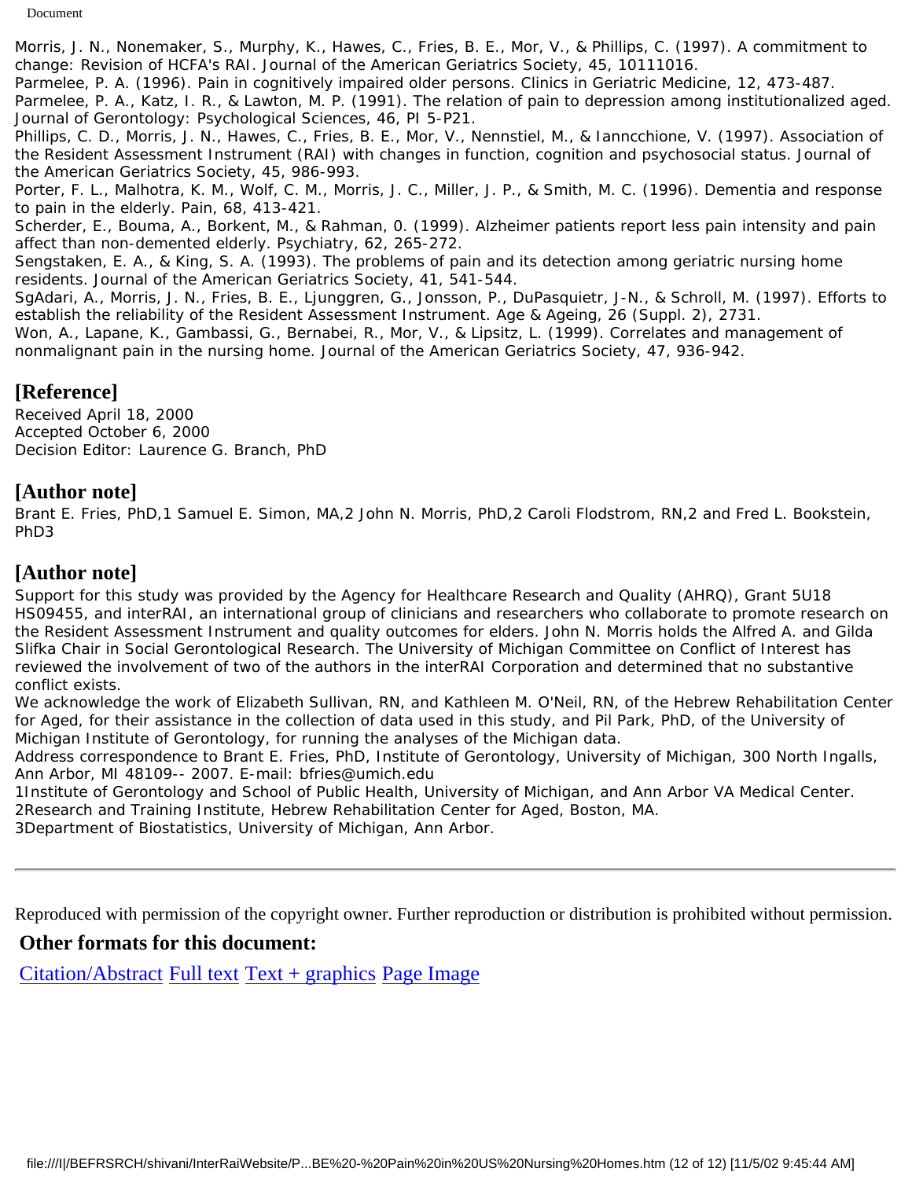Morris, J. N., Nonemaker, S., Murphy, K., Hawes, C., Fries, B. E., Mor, V., & Phillips, C. (1997). A commitment to change: Revision of HCFA's RAI. Journal of the American Geriatrics Society, 45, 10111016.

Parmelee, P. A. (1996). Pain in cognitively impaired older persons. Clinics in Geriatric Medicine, 12, 473-487.

Parmelee, P. A., Katz, I. R., & Lawton, M. P. (1991). The relation of pain to depression among institutionalized aged. Journal of Gerontology: Psychological Sciences, 46, PI 5-P21.

Phillips, C. D., Morris, J. N., Hawes, C., Fries, B. E., Mor, V., Nennstiel, M., & Ianncchione, V. (1997). Association of the Resident Assessment Instrument (RAI) with changes in function, cognition and psychosocial status. Journal of the American Geriatrics Society, 45, 986-993.

Porter, F. L., Malhotra, K. M., Wolf, C. M., Morris, J. C., Miller, J. P., & Smith, M. C. (1996). Dementia and response to pain in the elderly. Pain, 68, 413-421.

Scherder, E., Bouma, A., Borkent, M., & Rahman, 0. (1999). Alzheimer patients report less pain intensity and pain affect than non-demented elderly. Psychiatry, 62, 265-272.

Sengstaken, E. A., & King, S. A. (1993). The problems of pain and its detection among geriatric nursing home residents. Journal of the American Geriatrics Society, 41, 541-544.

SgAdari, A., Morris, J. N., Fries, B. E., Ljunggren, G., Jonsson, P., DuPasquietr, J-N., & Schroll, M. (1997). Efforts to establish the reliability of the Resident Assessment Instrument. Age & Ageing, 26 (Suppl. 2), 2731.

Won, A., Lapane, K., Gambassi, G., Bernabei, R., Mor, V., & Lipsitz, L. (1999). Correlates and management of nonmalignant pain in the nursing home. Journal of the American Geriatrics Society, 47, 936-942.

## [Reference]

Received April 18, 2000
Accepted October 6, 2000
Decision Editor: Laurence G. Branch, PhD

## [Author note]

Brant E. Fries, PhD,[1] Samuel E. Simon, MA,[2] John N. Morris, PhD,[2] Caroli Flodstrom, RN,[2] and Fred L. Bookstein, PhD[3]

## [Author note]

Support for this study was provided by the Agency for Healthcare Research and Quality (AHRQ), Grant 5U18 HS09455, and interRAI, an international group of clinicians and researchers who collaborate to promote research on the Resident Assessment Instrument and quality outcomes for elders. John N. Morris holds the Alfred A. and Gilda Slifka Chair in Social Gerontological Research. The University of Michigan Committee on Conflict of Interest has reviewed the involvement of two of the authors in the interRAI Corporation and determined that no substantive conflict exists.

We acknowledge the work of Elizabeth Sullivan, RN, and Kathleen M. O'Neil, RN, of the Hebrew Rehabilitation Center for Aged, for their assistance in the collection of data used in this study, and Pil Park, PhD, of the University of Michigan Institute of Gerontology, for running the analyses of the Michigan data.

Address correspondence to Brant E. Fries, PhD, Institute of Gerontology, University of Michigan, 300 North Ingalls, Ann Arbor, MI 48109-- 2007. E-mail: bfries@umich.edu

[1]Institute of Gerontology and School of Public Health, University of Michigan, and Ann Arbor VA Medical Center.

[2]Research and Training Institute, Hebrew Rehabilitation Center for Aged, Boston, MA.

[3]Department of Biostatistics, University of Michigan, Ann Arbor.

---

Reproduced with permission of the copyright owner. Further reproduction or distribution is prohibited without permission.

### Other formats for this document:

Citation/Abstract Full text Text + graphics Page Image